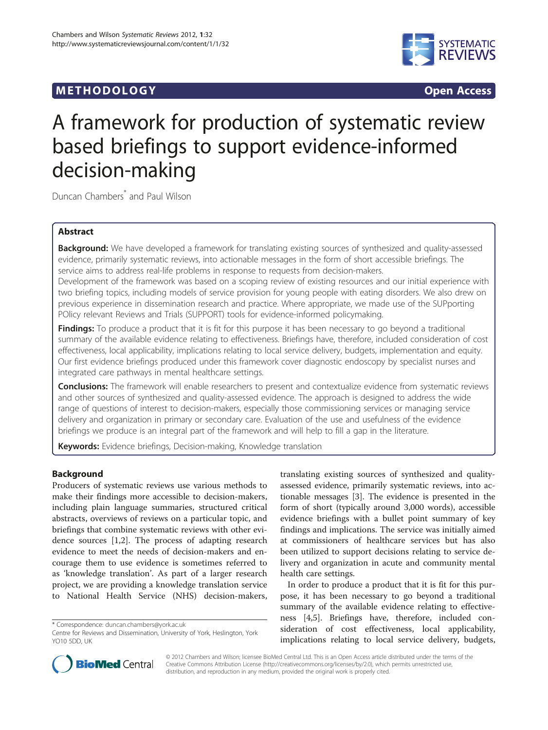**METHODOLOGY** **Open Access**

# A framework for production of systematic review based briefings to support evidence-informed decision-making

Duncan Chambers* and Paul Wilson

## Abstract

**Background:** We have developed a framework for translating existing sources of synthesized and quality-assessed evidence, primarily systematic reviews, into actionable messages in the form of short accessible briefings. The service aims to address real-life problems in response to requests from decision-makers.

Development of the framework was based on a scoping review of existing resources and our initial experience with two briefing topics, including models of service provision for young people with eating disorders. We also drew on previous experience in dissemination research and practice. Where appropriate, we made use of the SUPporting POlicy relevant Reviews and Trials (SUPPORT) tools for evidence-informed policymaking.

**Findings:** To produce a product that it is fit for this purpose it has been necessary to go beyond a traditional summary of the available evidence relating to effectiveness. Briefings have, therefore, included consideration of cost effectiveness, local applicability, implications relating to local service delivery, budgets, implementation and equity. Our first evidence briefings produced under this framework cover diagnostic endoscopy by specialist nurses and integrated care pathways in mental healthcare settings.

**Conclusions:** The framework will enable researchers to present and contextualize evidence from systematic reviews and other sources of synthesized and quality-assessed evidence. The approach is designed to address the wide range of questions of interest to decision-makers, especially those commissioning services or managing service delivery and organization in primary or secondary care. Evaluation of the use and usefulness of the evidence briefings we produce is an integral part of the framework and will help to fill a gap in the literature.

**Keywords:** Evidence briefings, Decision-making, Knowledge translation

## Background

Producers of systematic reviews use various methods to make their findings more accessible to decision-makers, including plain language summaries, structured critical abstracts, overviews of reviews on a particular topic, and briefings that combine systematic reviews with other evidence sources [1,2]. The process of adapting research evidence to meet the needs of decision-makers and encourage them to use evidence is sometimes referred to as 'knowledge translation'. As part of a larger research project, we are providing a knowledge translation service to National Health Service (NHS) decision-makers, translating existing sources of synthesized and quality-assessed evidence, primarily systematic reviews, into actionable messages [3]. The evidence is presented in the form of short (typically around 3,000 words), accessible evidence briefings with a bullet point summary of key findings and implications. The service was initially aimed at commissioners of healthcare services but has also been utilized to support decisions relating to service delivery and organization in acute and community mental health care settings.

In order to produce a product that it is fit for this purpose, it has been necessary to go beyond a traditional summary of the available evidence relating to effectiveness [4,5]. Briefings have, therefore, included consideration of cost effectiveness, local applicability, implications relating to local service delivery, budgets,

\* Correspondence: duncan.chambers@york.ac.uk
Centre for Reviews and Dissemination, University of York, Heslington, York YO10 5DD, UK

© 2012 Chambers and Wilson; licensee BioMed Central Ltd. This is an Open Access article distributed under the terms of the Creative Commons Attribution License (http://creativecommons.org/licenses/by/2.0), which permits unrestricted use, distribution, and reproduction in any medium, provided the original work is properly cited.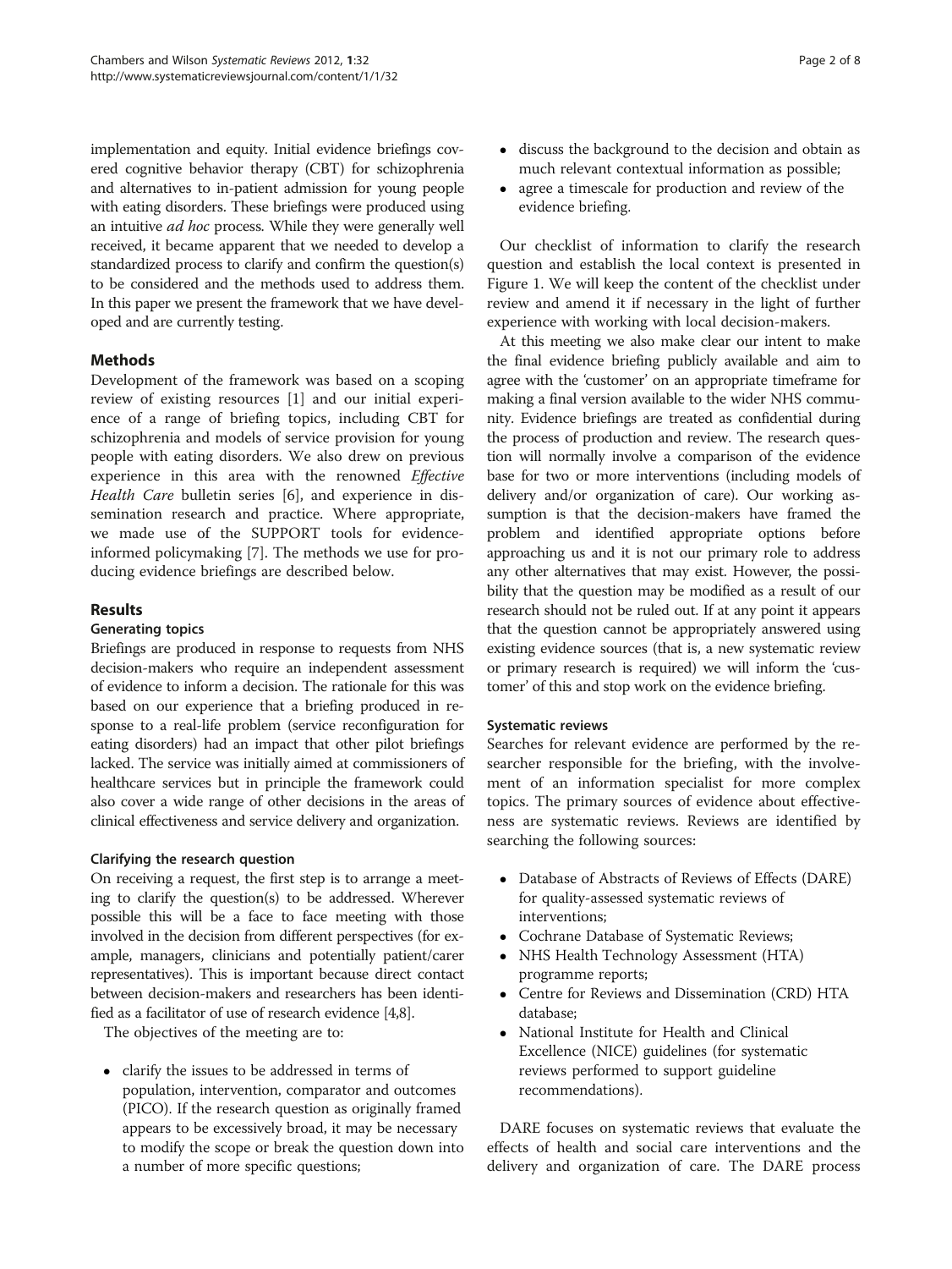implementation and equity. Initial evidence briefings covered cognitive behavior therapy (CBT) for schizophrenia and alternatives to in-patient admission for young people with eating disorders. These briefings were produced using an intuitive *ad hoc* process. While they were generally well received, it became apparent that we needed to develop a standardized process to clarify and confirm the question(s) to be considered and the methods used to address them. In this paper we present the framework that we have developed and are currently testing.

## Methods

Development of the framework was based on a scoping review of existing resources [1] and our initial experience of a range of briefing topics, including CBT for schizophrenia and models of service provision for young people with eating disorders. We also drew on previous experience in this area with the renowned *Effective Health Care* bulletin series [6], and experience in dissemination research and practice. Where appropriate, we made use of the SUPPORT tools for evidence-informed policymaking [7]. The methods we use for producing evidence briefings are described below.

## Results

### Generating topics

Briefings are produced in response to requests from NHS decision-makers who require an independent assessment of evidence to inform a decision. The rationale for this was based on our experience that a briefing produced in response to a real-life problem (service reconfiguration for eating disorders) had an impact that other pilot briefings lacked. The service was initially aimed at commissioners of healthcare services but in principle the framework could also cover a wide range of other decisions in the areas of clinical effectiveness and service delivery and organization.

### Clarifying the research question

On receiving a request, the first step is to arrange a meeting to clarify the question(s) to be addressed. Wherever possible this will be a face to face meeting with those involved in the decision from different perspectives (for example, managers, clinicians and potentially patient/carer representatives). This is important because direct contact between decision-makers and researchers has been identified as a facilitator of use of research evidence [4,8].

The objectives of the meeting are to:

- clarify the issues to be addressed in terms of population, intervention, comparator and outcomes (PICO). If the research question as originally framed appears to be excessively broad, it may be necessary to modify the scope or break the question down into a number of more specific questions;
- discuss the background to the decision and obtain as much relevant contextual information as possible;
- agree a timescale for production and review of the evidence briefing.

Our checklist of information to clarify the research question and establish the local context is presented in Figure 1. We will keep the content of the checklist under review and amend it if necessary in the light of further experience with working with local decision-makers.

At this meeting we also make clear our intent to make the final evidence briefing publicly available and aim to agree with the 'customer' on an appropriate timeframe for making a final version available to the wider NHS community. Evidence briefings are treated as confidential during the process of production and review. The research question will normally involve a comparison of the evidence base for two or more interventions (including models of delivery and/or organization of care). Our working assumption is that the decision-makers have framed the problem and identified appropriate options before approaching us and it is not our primary role to address any other alternatives that may exist. However, the possibility that the question may be modified as a result of our research should not be ruled out. If at any point it appears that the question cannot be appropriately answered using existing evidence sources (that is, a new systematic review or primary research is required) we will inform the 'customer' of this and stop work on the evidence briefing.

### Systematic reviews

Searches for relevant evidence are performed by the researcher responsible for the briefing, with the involvement of an information specialist for more complex topics. The primary sources of evidence about effectiveness are systematic reviews. Reviews are identified by searching the following sources:

- Database of Abstracts of Reviews of Effects (DARE) for quality-assessed systematic reviews of interventions;
- Cochrane Database of Systematic Reviews;
- NHS Health Technology Assessment (HTA) programme reports;
- Centre for Reviews and Dissemination (CRD) HTA database;
- National Institute for Health and Clinical Excellence (NICE) guidelines (for systematic reviews performed to support guideline recommendations).

DARE focuses on systematic reviews that evaluate the effects of health and social care interventions and the delivery and organization of care. The DARE process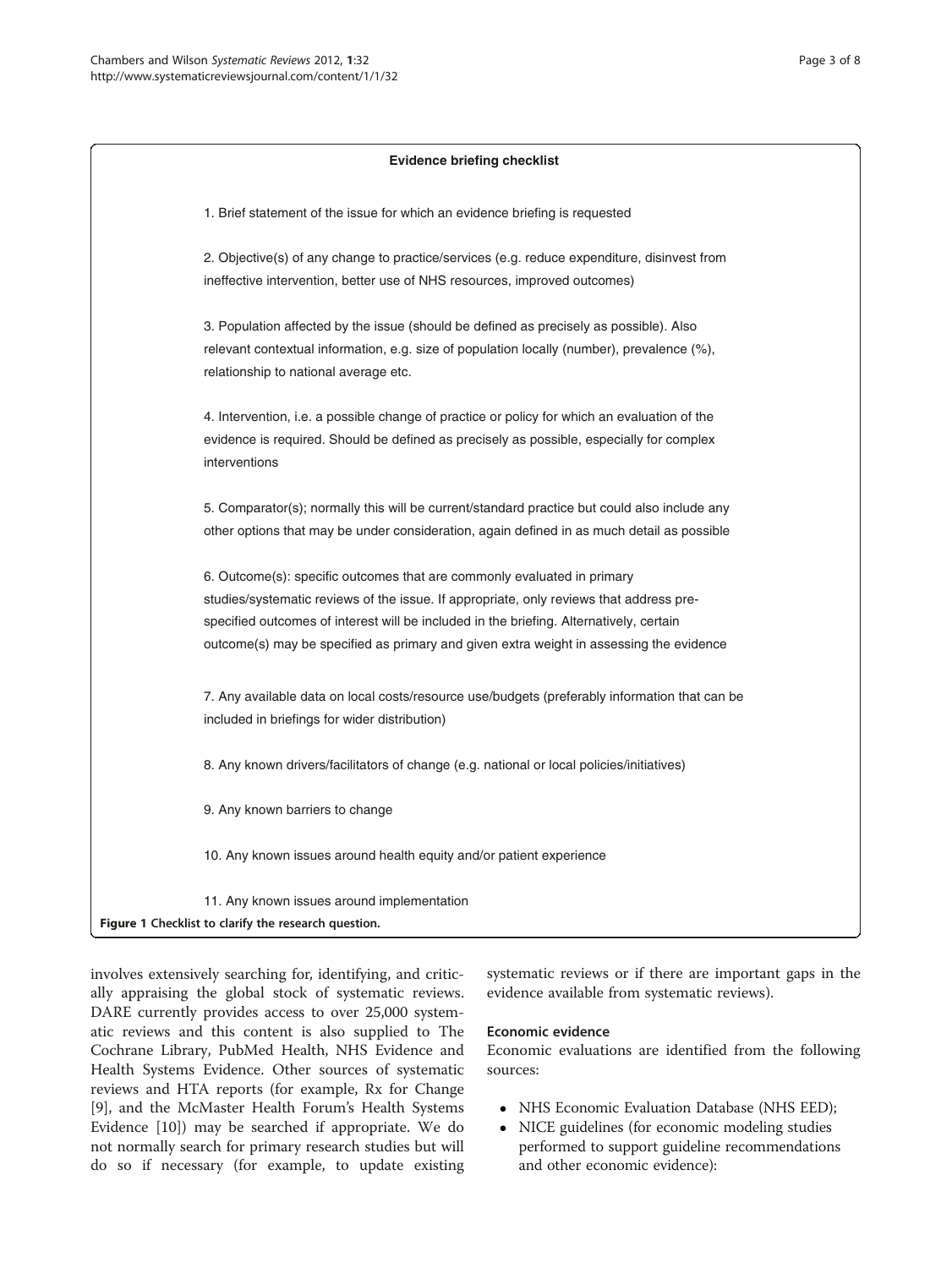**Evidence briefing checklist**

1. Brief statement of the issue for which an evidence briefing is requested

2. Objective(s) of any change to practice/services (e.g. reduce expenditure, disinvest from ineffective intervention, better use of NHS resources, improved outcomes)

3. Population affected by the issue (should be defined as precisely as possible). Also relevant contextual information, e.g. size of population locally (number), prevalence (%), relationship to national average etc.

4. Intervention, i.e. a possible change of practice or policy for which an evaluation of the evidence is required. Should be defined as precisely as possible, especially for complex interventions

5. Comparator(s); normally this will be current/standard practice but could also include any other options that may be under consideration, again defined in as much detail as possible

6. Outcome(s): specific outcomes that are commonly evaluated in primary studies/systematic reviews of the issue. If appropriate, only reviews that address pre-specified outcomes of interest will be included in the briefing. Alternatively, certain outcome(s) may be specified as primary and given extra weight in assessing the evidence

7. Any available data on local costs/resource use/budgets (preferably information that can be included in briefings for wider distribution)

8. Any known drivers/facilitators of change (e.g. national or local policies/initiatives)

9. Any known barriers to change

10. Any known issues around health equity and/or patient experience

11. Any known issues around implementation

**Figure 1 Checklist to clarify the research question.**

involves extensively searching for, identifying, and critically appraising the global stock of systematic reviews. DARE currently provides access to over 25,000 systematic reviews and this content is also supplied to The Cochrane Library, PubMed Health, NHS Evidence and Health Systems Evidence. Other sources of systematic reviews and HTA reports (for example, Rx for Change [9], and the McMaster Health Forum's Health Systems Evidence [10]) may be searched if appropriate. We do not normally search for primary research studies but will do so if necessary (for example, to update existing systematic reviews or if there are important gaps in the evidence available from systematic reviews).

#### Economic evidence

Economic evaluations are identified from the following sources:

- NHS Economic Evaluation Database (NHS EED);
- NICE guidelines (for economic modeling studies performed to support guideline recommendations and other economic evidence):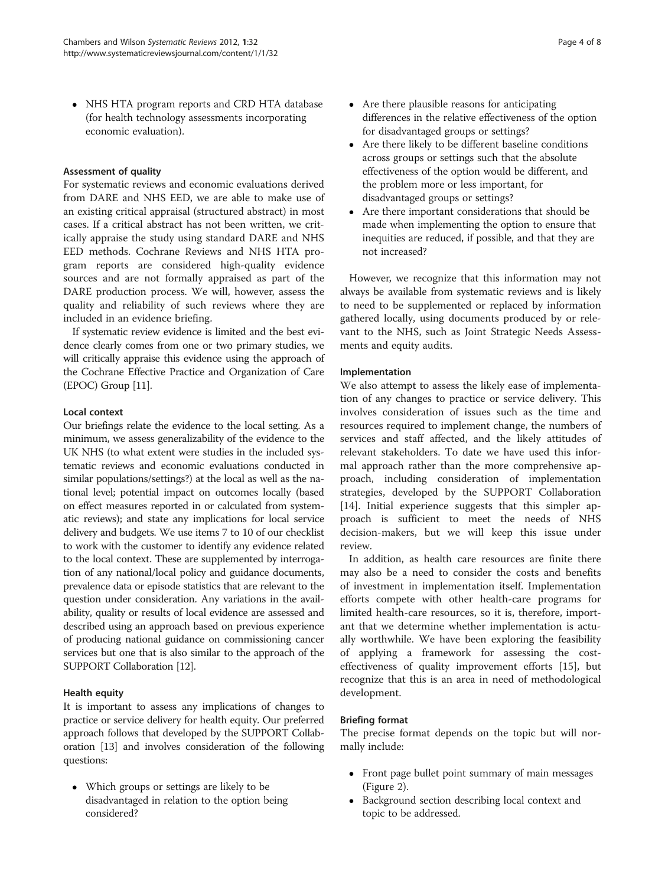- NHS HTA program reports and CRD HTA database (for health technology assessments incorporating economic evaluation).

### Assessment of quality

For systematic reviews and economic evaluations derived from DARE and NHS EED, we are able to make use of an existing critical appraisal (structured abstract) in most cases. If a critical abstract has not been written, we critically appraise the study using standard DARE and NHS EED methods. Cochrane Reviews and NHS HTA program reports are considered high-quality evidence sources and are not formally appraised as part of the DARE production process. We will, however, assess the quality and reliability of such reviews where they are included in an evidence briefing.

If systematic review evidence is limited and the best evidence clearly comes from one or two primary studies, we will critically appraise this evidence using the approach of the Cochrane Effective Practice and Organization of Care (EPOC) Group [11].

### Local context

Our briefings relate the evidence to the local setting. As a minimum, we assess generalizability of the evidence to the UK NHS (to what extent were studies in the included systematic reviews and economic evaluations conducted in similar populations/settings?) at the local as well as the national level; potential impact on outcomes locally (based on effect measures reported in or calculated from systematic reviews); and state any implications for local service delivery and budgets. We use items 7 to 10 of our checklist to work with the customer to identify any evidence related to the local context. These are supplemented by interrogation of any national/local policy and guidance documents, prevalence data or episode statistics that are relevant to the question under consideration. Any variations in the availability, quality or results of local evidence are assessed and described using an approach based on previous experience of producing national guidance on commissioning cancer services but one that is also similar to the approach of the SUPPORT Collaboration [12].

### Health equity

It is important to assess any implications of changes to practice or service delivery for health equity. Our preferred approach follows that developed by the SUPPORT Collaboration [13] and involves consideration of the following questions:

- Which groups or settings are likely to be disadvantaged in relation to the option being considered?
- Are there plausible reasons for anticipating differences in the relative effectiveness of the option for disadvantaged groups or settings?
- Are there likely to be different baseline conditions across groups or settings such that the absolute effectiveness of the option would be different, and the problem more or less important, for disadvantaged groups or settings?
- Are there important considerations that should be made when implementing the option to ensure that inequities are reduced, if possible, and that they are not increased?

However, we recognize that this information may not always be available from systematic reviews and is likely to need to be supplemented or replaced by information gathered locally, using documents produced by or relevant to the NHS, such as Joint Strategic Needs Assessments and equity audits.

### Implementation

We also attempt to assess the likely ease of implementation of any changes to practice or service delivery. This involves consideration of issues such as the time and resources required to implement change, the numbers of services and staff affected, and the likely attitudes of relevant stakeholders. To date we have used this informal approach rather than the more comprehensive approach, including consideration of implementation strategies, developed by the SUPPORT Collaboration [14]. Initial experience suggests that this simpler approach is sufficient to meet the needs of NHS decision-makers, but we will keep this issue under review.

In addition, as health care resources are finite there may also be a need to consider the costs and benefits of investment in implementation itself. Implementation efforts compete with other health-care programs for limited health-care resources, so it is, therefore, important that we determine whether implementation is actually worthwhile. We have been exploring the feasibility of applying a framework for assessing the cost-effectiveness of quality improvement efforts [15], but recognize that this is an area in need of methodological development.

### Briefing format

The precise format depends on the topic but will normally include:

- Front page bullet point summary of main messages (Figure 2).
- Background section describing local context and topic to be addressed.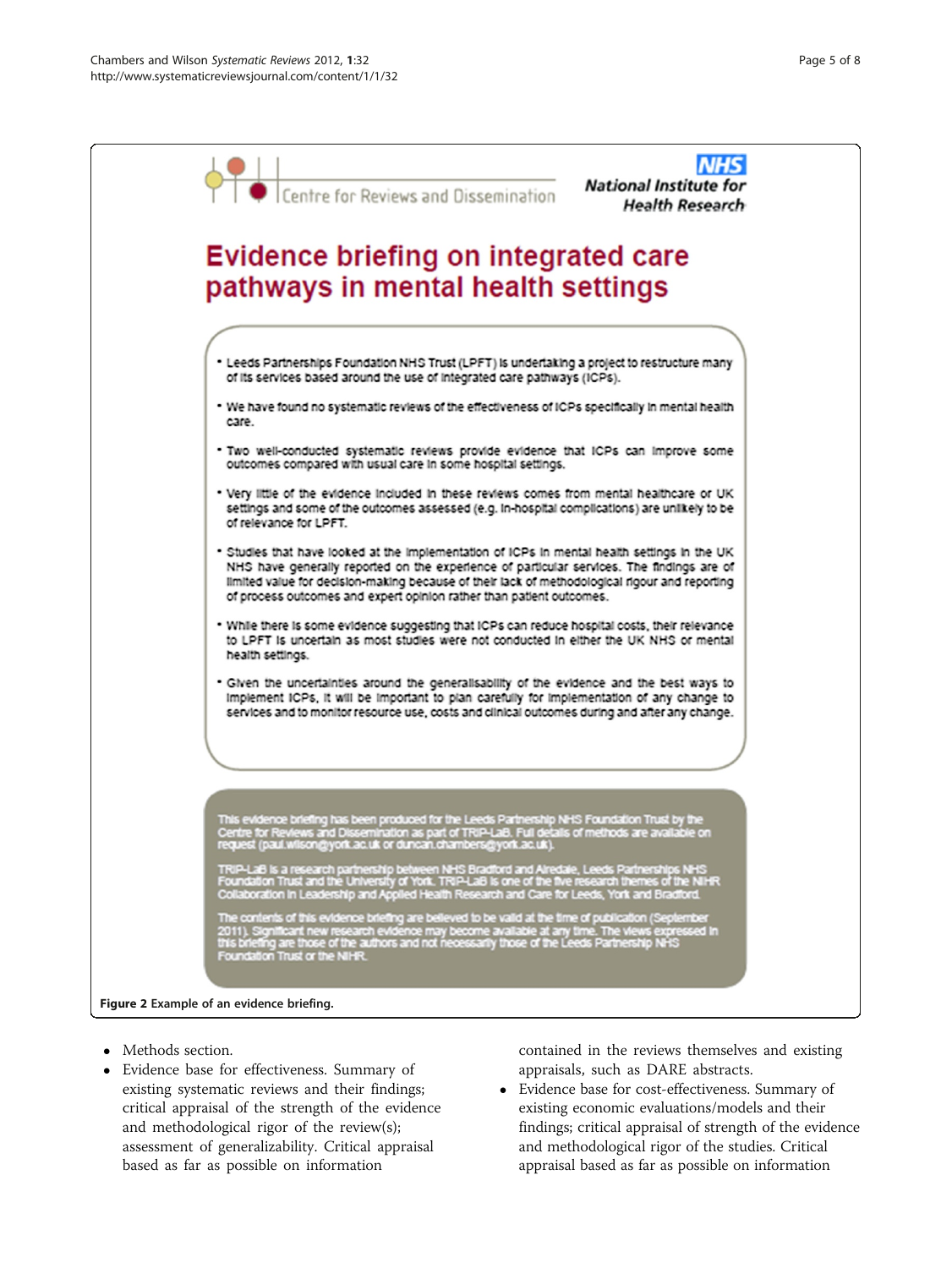Centre for Reviews and Dissemination

NHS National Institute for Health Research

# Evidence briefing on integrated care pathways in mental health settings

- Leeds Partnerships Foundation NHS Trust (LPFT) is undertaking a project to restructure many of its services based around the use of integrated care pathways (ICPs).
- We have found no systematic reviews of the effectiveness of ICPs specifically in mental health care.
- Two well-conducted systematic reviews provide evidence that ICPs can improve some outcomes compared with usual care in some hospital settings.
- Very little of the evidence included in these reviews comes from mental healthcare or UK settings and some of the outcomes assessed (e.g. in-hospital complications) are unlikely to be of relevance for LPFT.
- Studies that have looked at the implementation of ICPs in mental health settings in the UK NHS have generally reported on the experience of particular services. The findings are of limited value for decision-making because of their lack of methodological rigour and reporting of process outcomes and expert opinion rather than patient outcomes.
- While there is some evidence suggesting that ICPs can reduce hospital costs, their relevance to LPFT is uncertain as most studies were not conducted in either the UK NHS or mental health settings.
- Given the uncertainties around the generalisability of the evidence and the best ways to implement ICPs, it will be important to plan carefully for implementation of any change to services and to monitor resource use, costs and clinical outcomes during and after any change.

This evidence briefing has been produced for the Leeds Partnership NHS Foundation Trust by the Centre for Reviews and Dissemination as part of TRIP-LaB. Full details of methods are available on request (paul.wilson@york.ac.uk or duncan.chambers@york.ac.uk).

TRIP-LaB is a research partnership between NHS Bradford and Airedale, Leeds Partnerships NHS Foundation Trust and the University of York. TRIP-LaB is one of the five research themes of the NIHR Collaboration in Leadership and Applied Health Research and Care for Leeds, York and Bradford.

The contents of this evidence briefing are believed to be valid at the time of publication (September 2011). Significant new research evidence may become available at any time. The views expressed in this briefing are those of the authors and not necessarily those of the Leeds Partnership NHS Foundation Trust or the NIHR.

**Figure 2** Example of an evidence briefing.

- Methods section.
- Evidence base for effectiveness. Summary of existing systematic reviews and their findings; critical appraisal of the strength of the evidence and methodological rigor of the review(s); assessment of generalizability. Critical appraisal based as far as possible on information contained in the reviews themselves and existing appraisals, such as DARE abstracts.
- Evidence base for cost-effectiveness. Summary of existing economic evaluations/models and their findings; critical appraisal of strength of the evidence and methodological rigor of the studies. Critical appraisal based as far as possible on information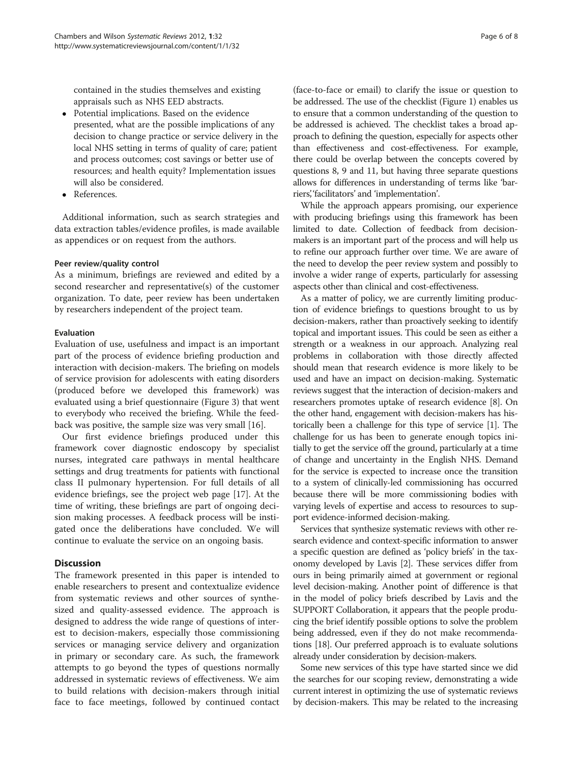contained in the studies themselves and existing appraisals such as NHS EED abstracts.

- Potential implications. Based on the evidence presented, what are the possible implications of any decision to change practice or service delivery in the local NHS setting in terms of quality of care; patient and process outcomes; cost savings or better use of resources; and health equity? Implementation issues will also be considered.
- References.

Additional information, such as search strategies and data extraction tables/evidence profiles, is made available as appendices or on request from the authors.

#### Peer review/quality control

As a minimum, briefings are reviewed and edited by a second researcher and representative(s) of the customer organization. To date, peer review has been undertaken by researchers independent of the project team.

#### Evaluation

Evaluation of use, usefulness and impact is an important part of the process of evidence briefing production and interaction with decision-makers. The briefing on models of service provision for adolescents with eating disorders (produced before we developed this framework) was evaluated using a brief questionnaire (Figure 3) that went to everybody who received the briefing. While the feedback was positive, the sample size was very small [16].

Our first evidence briefings produced under this framework cover diagnostic endoscopy by specialist nurses, integrated care pathways in mental healthcare settings and drug treatments for patients with functional class II pulmonary hypertension. For full details of all evidence briefings, see the project web page [17]. At the time of writing, these briefings are part of ongoing decision making processes. A feedback process will be instigated once the deliberations have concluded. We will continue to evaluate the service on an ongoing basis.

## Discussion

The framework presented in this paper is intended to enable researchers to present and contextualize evidence from systematic reviews and other sources of synthesized and quality-assessed evidence. The approach is designed to address the wide range of questions of interest to decision-makers, especially those commissioning services or managing service delivery and organization in primary or secondary care. As such, the framework attempts to go beyond the types of questions normally addressed in systematic reviews of effectiveness. We aim to build relations with decision-makers through initial face to face meetings, followed by continued contact (face-to-face or email) to clarify the issue or question to be addressed. The use of the checklist (Figure 1) enables us to ensure that a common understanding of the question to be addressed is achieved. The checklist takes a broad approach to defining the question, especially for aspects other than effectiveness and cost-effectiveness. For example, there could be overlap between the concepts covered by questions 8, 9 and 11, but having three separate questions allows for differences in understanding of terms like 'barriers', 'facilitators' and 'implementation'.

While the approach appears promising, our experience with producing briefings using this framework has been limited to date. Collection of feedback from decision-makers is an important part of the process and will help us to refine our approach further over time. We are aware of the need to develop the peer review system and possibly to involve a wider range of experts, particularly for assessing aspects other than clinical and cost-effectiveness.

As a matter of policy, we are currently limiting production of evidence briefings to questions brought to us by decision-makers, rather than proactively seeking to identify topical and important issues. This could be seen as either a strength or a weakness in our approach. Analyzing real problems in collaboration with those directly affected should mean that research evidence is more likely to be used and have an impact on decision-making. Systematic reviews suggest that the interaction of decision-makers and researchers promotes uptake of research evidence [8]. On the other hand, engagement with decision-makers has historically been a challenge for this type of service [1]. The challenge for us has been to generate enough topics initially to get the service off the ground, particularly at a time of change and uncertainty in the English NHS. Demand for the service is expected to increase once the transition to a system of clinically-led commissioning has occurred because there will be more commissioning bodies with varying levels of expertise and access to resources to support evidence-informed decision-making.

Services that synthesize systematic reviews with other research evidence and context-specific information to answer a specific question are defined as 'policy briefs' in the taxonomy developed by Lavis [2]. These services differ from ours in being primarily aimed at government or regional level decision-making. Another point of difference is that in the model of policy briefs described by Lavis and the SUPPORT Collaboration, it appears that the people producing the brief identify possible options to solve the problem being addressed, even if they do not make recommendations [18]. Our preferred approach is to evaluate solutions already under consideration by decision-makers.

Some new services of this type have started since we did the searches for our scoping review, demonstrating a wide current interest in optimizing the use of systematic reviews by decision-makers. This may be related to the increasing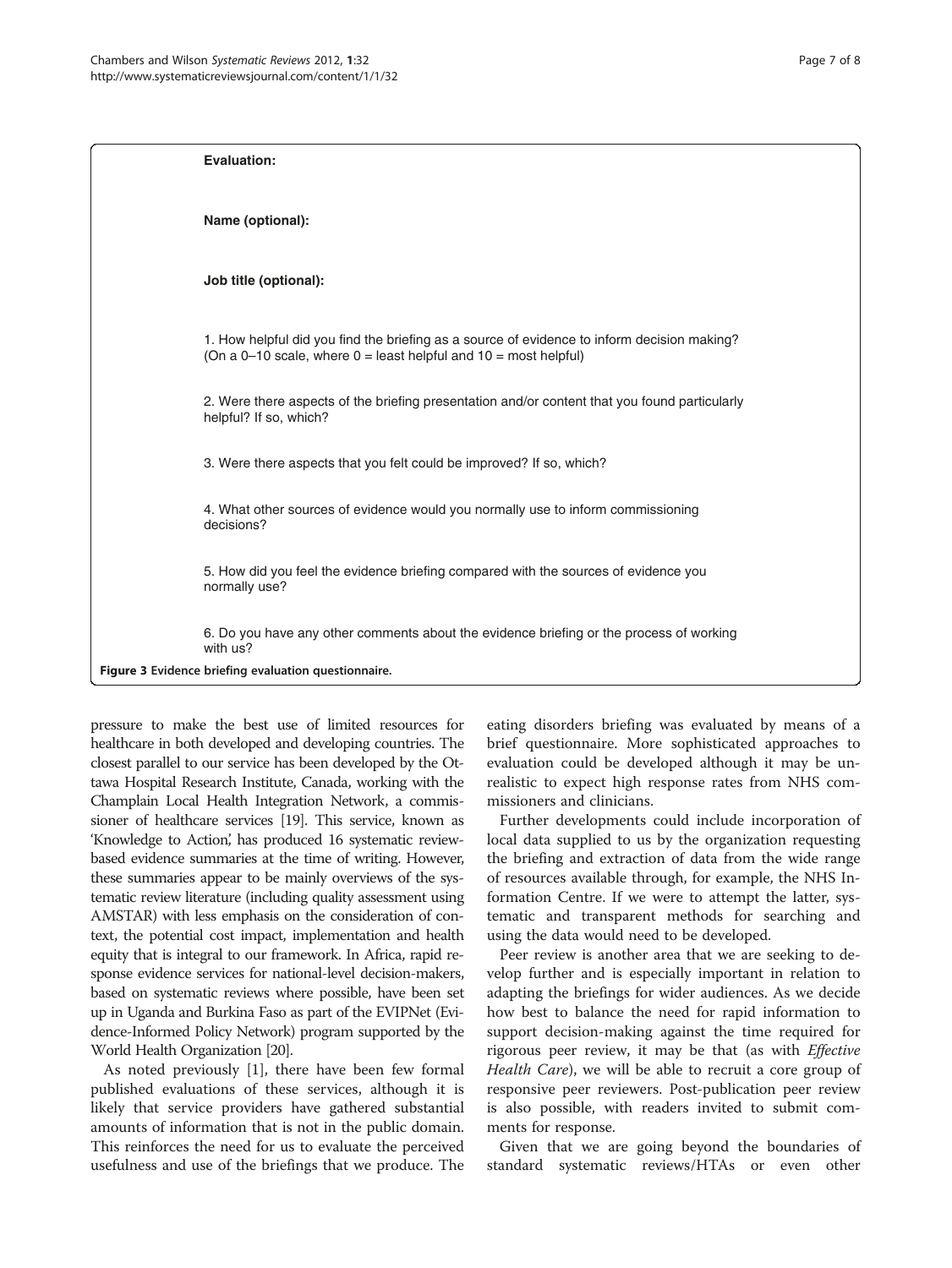**Evaluation:**

**Name (optional):**

**Job title (optional):**

1. How helpful did you find the briefing as a source of evidence to inform decision making? (On a 0–10 scale, where 0 = least helpful and 10 = most helpful)

2. Were there aspects of the briefing presentation and/or content that you found particularly helpful? If so, which?

3. Were there aspects that you felt could be improved? If so, which?

4. What other sources of evidence would you normally use to inform commissioning decisions?

5. How did you feel the evidence briefing compared with the sources of evidence you normally use?

6. Do you have any other comments about the evidence briefing or the process of working with us?

**Figure 3 Evidence briefing evaluation questionnaire.**

pressure to make the best use of limited resources for healthcare in both developed and developing countries. The closest parallel to our service has been developed by the Ottawa Hospital Research Institute, Canada, working with the Champlain Local Health Integration Network, a commissioner of healthcare services [19]. This service, known as 'Knowledge to Action', has produced 16 systematic review-based evidence summaries at the time of writing. However, these summaries appear to be mainly overviews of the systematic review literature (including quality assessment using AMSTAR) with less emphasis on the consideration of context, the potential cost impact, implementation and health equity that is integral to our framework. In Africa, rapid response evidence services for national-level decision-makers, based on systematic reviews where possible, have been set up in Uganda and Burkina Faso as part of the EVIPNet (Evidence-Informed Policy Network) program supported by the World Health Organization [20].

As noted previously [1], there have been few formal published evaluations of these services, although it is likely that service providers have gathered substantial amounts of information that is not in the public domain. This reinforces the need for us to evaluate the perceived usefulness and use of the briefings that we produce. The eating disorders briefing was evaluated by means of a brief questionnaire. More sophisticated approaches to evaluation could be developed although it may be unrealistic to expect high response rates from NHS commissioners and clinicians.

Further developments could include incorporation of local data supplied to us by the organization requesting the briefing and extraction of data from the wide range of resources available through, for example, the NHS Information Centre. If we were to attempt the latter, systematic and transparent methods for searching and using the data would need to be developed.

Peer review is another area that we are seeking to develop further and is especially important in relation to adapting the briefings for wider audiences. As we decide how best to balance the need for rapid information to support decision-making against the time required for rigorous peer review, it may be that (as with *Effective Health Care*), we will be able to recruit a core group of responsive peer reviewers. Post-publication peer review is also possible, with readers invited to submit comments for response.

Given that we are going beyond the boundaries of standard systematic reviews/HTAs or even other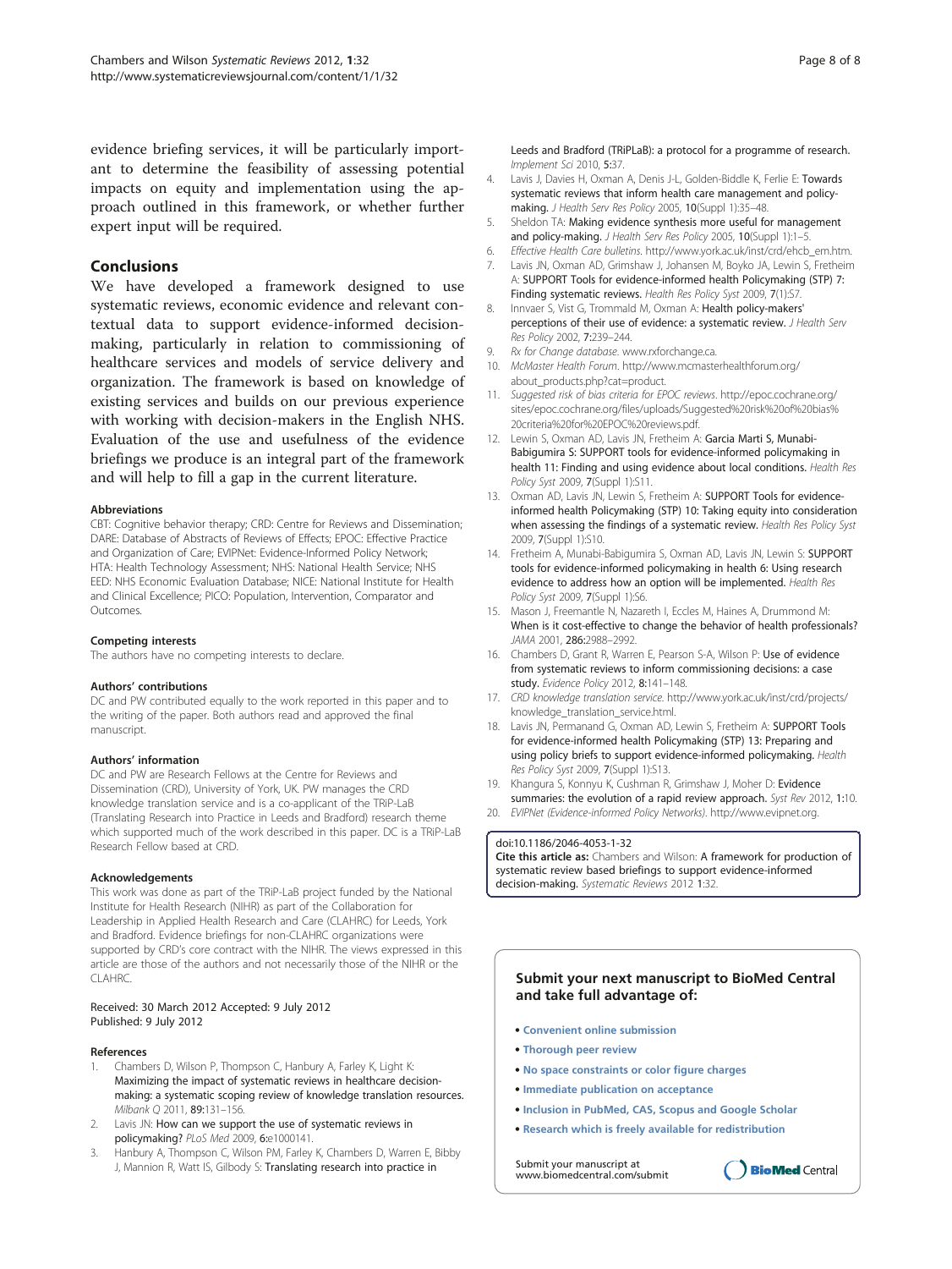evidence briefing services, it will be particularly important to determine the feasibility of assessing potential impacts on equity and implementation using the approach outlined in this framework, or whether further expert input will be required.

## Conclusions

We have developed a framework designed to use systematic reviews, economic evidence and relevant contextual data to support evidence-informed decision-making, particularly in relation to commissioning of healthcare services and models of service delivery and organization. The framework is based on knowledge of existing services and builds on our previous experience with working with decision-makers in the English NHS. Evaluation of the use and usefulness of the evidence briefings we produce is an integral part of the framework and will help to fill a gap in the current literature.

#### Abbreviations

CBT: Cognitive behavior therapy; CRD: Centre for Reviews and Dissemination; DARE: Database of Abstracts of Reviews of Effects; EPOC: Effective Practice and Organization of Care; EVIPNet: Evidence-Informed Policy Network; HTA: Health Technology Assessment; NHS: National Health Service; NHS EED: NHS Economic Evaluation Database; NICE: National Institute for Health and Clinical Excellence; PICO: Population, Intervention, Comparator and Outcomes.

#### Competing interests

The authors have no competing interests to declare.

#### Authors' contributions

DC and PW contributed equally to the work reported in this paper and to the writing of the paper. Both authors read and approved the final manuscript.

#### Authors' information

DC and PW are Research Fellows at the Centre for Reviews and Dissemination (CRD), University of York, UK. PW manages the CRD knowledge translation service and is a co-applicant of the TRiP-LaB (Translating Research into Practice in Leeds and Bradford) research theme which supported much of the work described in this paper. DC is a TRiP-LaB Research Fellow based at CRD.

#### Acknowledgements

This work was done as part of the TRiP-LaB project funded by the National Institute for Health Research (NIHR) as part of the Collaboration for Leadership in Applied Health Research and Care (CLAHRC) for Leeds, York and Bradford. Evidence briefings for non-CLAHRC organizations were supported by CRD's core contract with the NIHR. The views expressed in this article are those of the authors and not necessarily those of the NIHR or the CLAHRC.

Received: 30 March 2012 Accepted: 9 July 2012
Published: 9 July 2012

#### References

1. Chambers D, Wilson P, Thompson C, Hanbury A, Farley K, Light K: **Maximizing the impact of systematic reviews in healthcare decision-making: a systematic scoping review of knowledge translation resources.** *Milbank Q* 2011, **89:**131–156.
2. Lavis JN: **How can we support the use of systematic reviews in policymaking?** *PLoS Med* 2009, **6:**e1000141.
3. Hanbury A, Thompson C, Wilson PM, Farley K, Chambers D, Warren E, Bibby J, Mannion R, Watt IS, Gilbody S: **Translating research into practice in Leeds and Bradford (TRiPLaB): a protocol for a programme of research.** *Implement Sci* 2010, **5:**37.
4. Lavis J, Davies H, Oxman A, Denis J-L, Golden-Biddle K, Ferlie E: **Towards systematic reviews that inform health care management and policy-making.** *J Health Serv Res Policy* 2005, **10**(Suppl 1):35–48.
5. Sheldon TA: **Making evidence synthesis more useful for management and policy-making.** *J Health Serv Res Policy* 2005, **10**(Suppl 1):1–5.
6. *Effective Health Care bulletins.* http://www.york.ac.uk/inst/crd/ehcb_em.htm.
7. Lavis JN, Oxman AD, Grimshaw J, Johansen M, Boyko JA, Lewin S, Fretheim A: **SUPPORT Tools for evidence-informed health Policymaking (STP) 7: Finding systematic reviews.** *Health Res Policy Syst* 2009, **7**(1):S7.
8. Innvaer S, Vist G, Trommald M, Oxman A: **Health policy-makers' perceptions of their use of evidence: a systematic review.** *J Health Serv Res Policy* 2002, **7:**239–244.
9. *Rx for Change database.* www.rxforchange.ca.
10. *McMaster Health Forum.* http://www.mcmasterhealthforum.org/about_products.php?cat=product.
11. *Suggested risk of bias criteria for EPOC reviews.* http://epoc.cochrane.org/sites/epoc.cochrane.org/files/uploads/Suggested%20risk%20of%20bias%20criteria%20for%20EPOC%20reviews.pdf.
12. Lewin S, Oxman AD, Lavis JN, Fretheim A: **Garcia Marti S, Munabi-Babigumira S: SUPPORT tools for evidence-informed policymaking in health 11: Finding and using evidence about local conditions.** *Health Res Policy Syst* 2009, **7**(Suppl 1):S11.
13. Oxman AD, Lavis JN, Lewin S, Fretheim A: **SUPPORT Tools for evidence-informed health Policymaking (STP) 10: Taking equity into consideration when assessing the findings of a systematic review.** *Health Res Policy Syst* 2009, **7**(Suppl 1):S10.
14. Fretheim A, Munabi-Babigumira S, Oxman AD, Lavis JN, Lewin S: **SUPPORT tools for evidence-informed policymaking in health 6: Using research evidence to address how an option will be implemented.** *Health Res Policy Syst* 2009, **7**(Suppl 1):S6.
15. Mason J, Freemantle N, Nazareth I, Eccles M, Haines A, Drummond M: **When is it cost-effective to change the behavior of health professionals?** *JAMA* 2001, **286:**2988–2992.
16. Chambers D, Grant R, Warren E, Pearson S-A, Wilson P: **Use of evidence from systematic reviews to inform commissioning decisions: a case study.** *Evidence Policy* 2012, **8:**141–148.
17. *CRD knowledge translation service.* http://www.york.ac.uk/inst/crd/projects/knowledge_translation_service.html.
18. Lavis JN, Permanand G, Oxman AD, Lewin S, Fretheim A: **SUPPORT Tools for evidence-informed health Policymaking (STP) 13: Preparing and using policy briefs to support evidence-informed policymaking.** *Health Res Policy Syst* 2009, **7**(Suppl 1):S13.
19. Khangura S, Konnyu K, Cushman R, Grimshaw J, Moher D: **Evidence summaries: the evolution of a rapid review approach.** *Syst Rev* 2012, **1:**10.
20. *EVIPNet (Evidence-informed Policy Networks).* http://www.evipnet.org.

doi:10.1186/2046-4053-1-32
**Cite this article as:** Chambers and Wilson: **A framework for production of systematic review based briefings to support evidence-informed decision-making.** *Systematic Reviews* 2012 **1**:32.

**Submit your next manuscript to BioMed Central and take full advantage of:**

- Convenient online submission
- Thorough peer review
- No space constraints or color figure charges
- Immediate publication on acceptance
- Inclusion in PubMed, CAS, Scopus and Google Scholar
- Research which is freely available for redistribution

Submit your manuscript at
www.biomedcentral.com/submit

BioMed Central